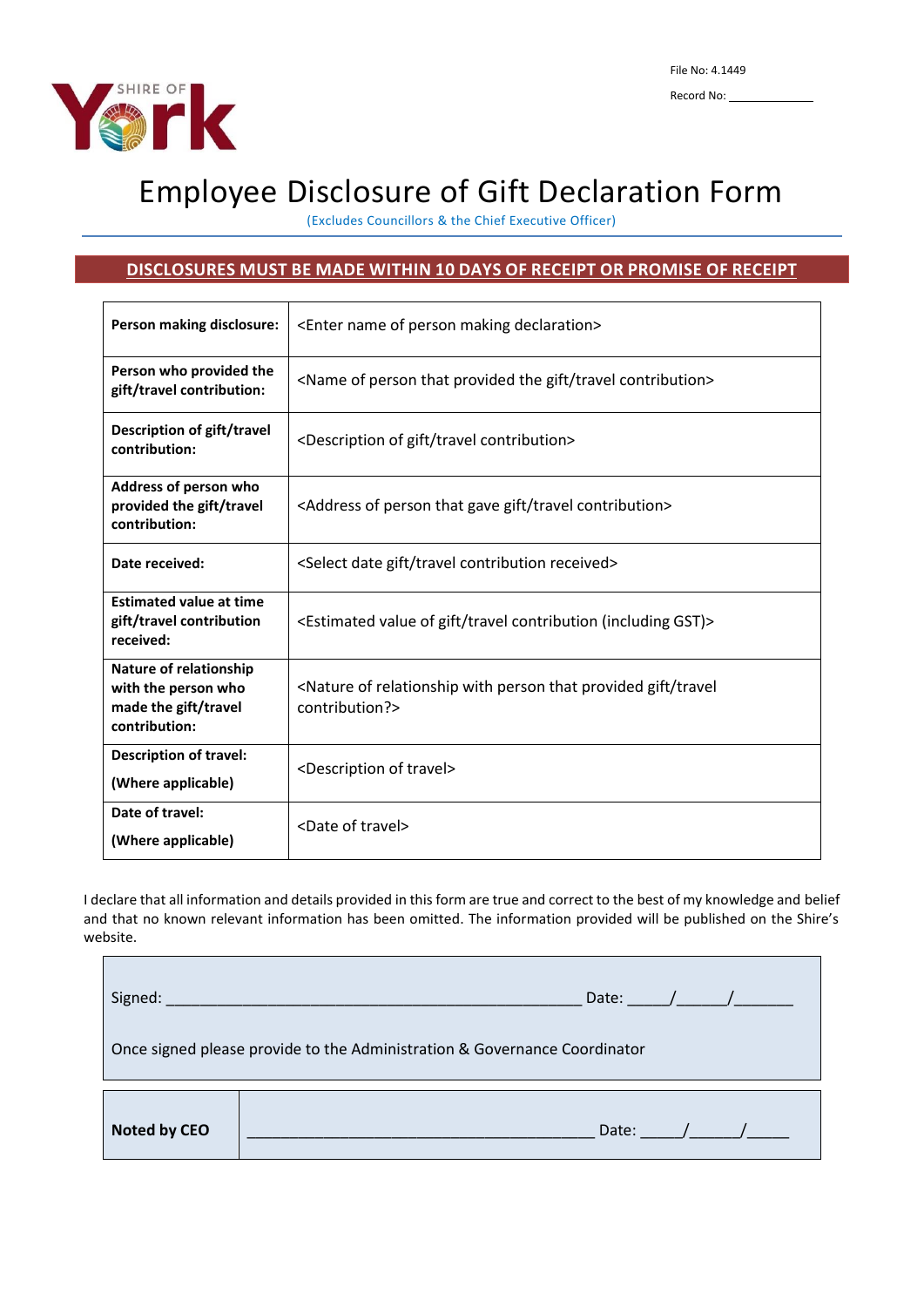SHIRE OF York

File No: 4.1449

Record No: ____________

# Employee Disclosure of Gift Declaration Form

(Excludes Councillors & the Chief Executive Officer)

**DISCLOSURES MUST BE MADE WITHIN 10 DAYS OF RECEIPT OR PROMISE OF RECEIPT**

| | |
|---|---|
| **Person making disclosure:** | <Enter name of person making declaration> |
| **Person who provided the gift/travel contribution:** | <Name of person that provided the gift/travel contribution> |
| **Description of gift/travel contribution:** | <Description of gift/travel contribution> |
| **Address of person who provided the gift/travel contribution:** | <Address of person that gave gift/travel contribution> |
| **Date received:** | <Select date gift/travel contribution received> |
| **Estimated value at time gift/travel contribution received:** | <Estimated value of gift/travel contribution (including GST)> |
| **Nature of relationship with the person who made the gift/travel contribution:** | <Nature of relationship with person that provided gift/travel contribution?> |
| **Description of travel:** **(Where applicable)** | <Description of travel> |
| **Date of travel:** **(Where applicable)** | <Date of travel> |

I declare that all information and details provided in this form are true and correct to the best of my knowledge and belief and that no known relevant information has been omitted. The information provided will be published on the Shire's website.

Signed: ______________________________________________ Date: _____/_____/_______

Once signed please provide to the Administration & Governance Coordinator

| | |
|---|---|
| **Noted by CEO** | ________________________________________ Date: _____/_____/_____ |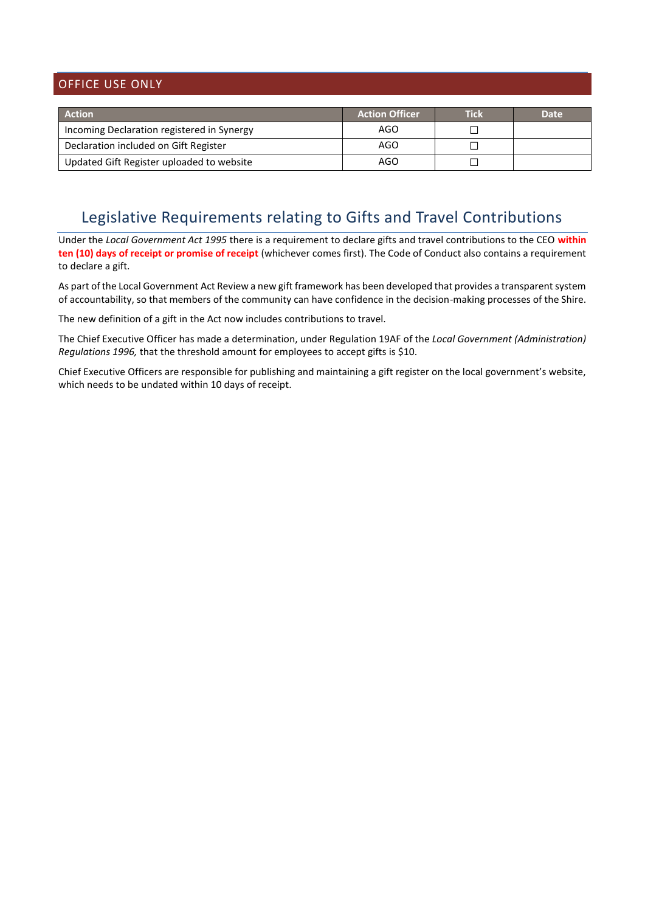## OFFICE USE ONLY

| Action | Action Officer | Tick | Date |
|---|---|---|---|
| Incoming Declaration registered in Synergy | AGO | ☐ | |
| Declaration included on Gift Register | AGO | ☐ | |
| Updated Gift Register uploaded to website | AGO | ☐ | |

# Legislative Requirements relating to Gifts and Travel Contributions

Under the *Local Government Act 1995* there is a requirement to declare gifts and travel contributions to the CEO **within ten (10) days of receipt or promise of receipt** (whichever comes first). The Code of Conduct also contains a requirement to declare a gift.

As part of the Local Government Act Review a new gift framework has been developed that provides a transparent system of accountability, so that members of the community can have confidence in the decision-making processes of the Shire.

The new definition of a gift in the Act now includes contributions to travel.

The Chief Executive Officer has made a determination, under Regulation 19AF of the *Local Government (Administration) Regulations 1996,* that the threshold amount for employees to accept gifts is $10.

Chief Executive Officers are responsible for publishing and maintaining a gift register on the local government's website, which needs to be undated within 10 days of receipt.